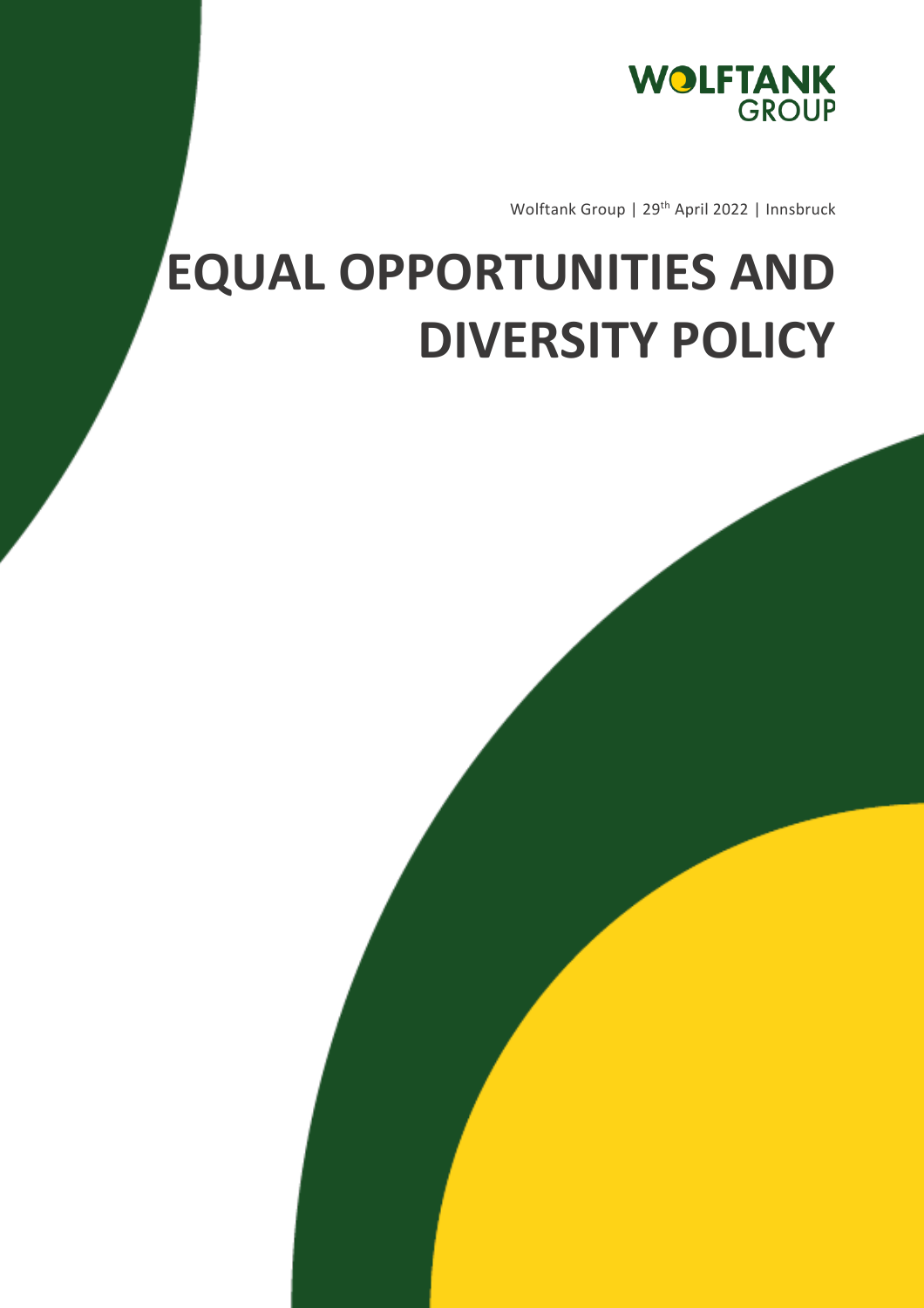WOLFTANK GROUP

Wolftank Group | 29th April 2022 | Innsbruck

# EQUAL OPPORTUNITIES AND DIVERSITY POLICY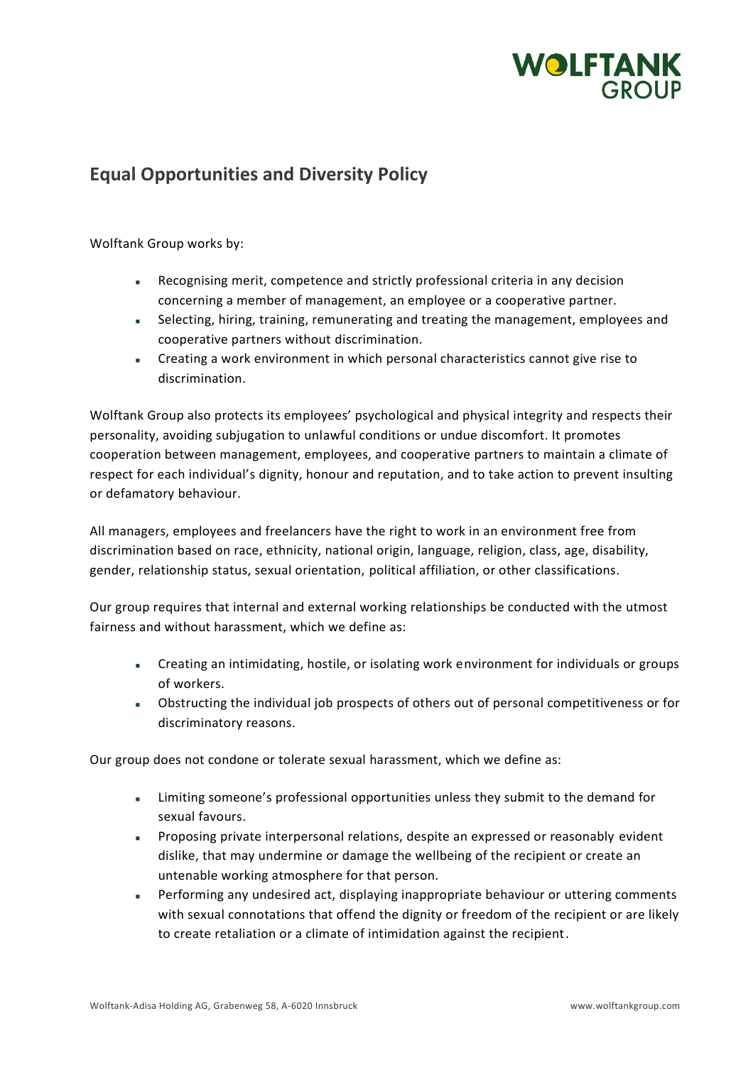## Equal Opportunities and Diversity Policy

Wolftank Group works by:

- Recognising merit, competence and strictly professional criteria in any decision concerning a member of management, an employee or a cooperative partner.
- Selecting, hiring, training, remunerating and treating the management, employees and cooperative partners without discrimination.
- Creating a work environment in which personal characteristics cannot give rise to discrimination.

Wolftank Group also protects its employees' psychological and physical integrity and respects their personality, avoiding subjugation to unlawful conditions or undue discomfort. It promotes cooperation between management, employees, and cooperative partners to maintain a climate of respect for each individual's dignity, honour and reputation, and to take action to prevent insulting or defamatory behaviour.

All managers, employees and freelancers have the right to work in an environment free from discrimination based on race, ethnicity, national origin, language, religion, class, age, disability, gender, relationship status, sexual orientation, political affiliation, or other classifications.

Our group requires that internal and external working relationships be conducted with the utmost fairness and without harassment, which we define as:

- Creating an intimidating, hostile, or isolating work environment for individuals or groups of workers.
- Obstructing the individual job prospects of others out of personal competitiveness or for discriminatory reasons.

Our group does not condone or tolerate sexual harassment, which we define as:

- Limiting someone's professional opportunities unless they submit to the demand for sexual favours.
- Proposing private interpersonal relations, despite an expressed or reasonably evident dislike, that may undermine or damage the wellbeing of the recipient or create an untenable working atmosphere for that person.
- Performing any undesired act, displaying inappropriate behaviour or uttering comments with sexual connotations that offend the dignity or freedom of the recipient or are likely to create retaliation or a climate of intimidation against the recipient.